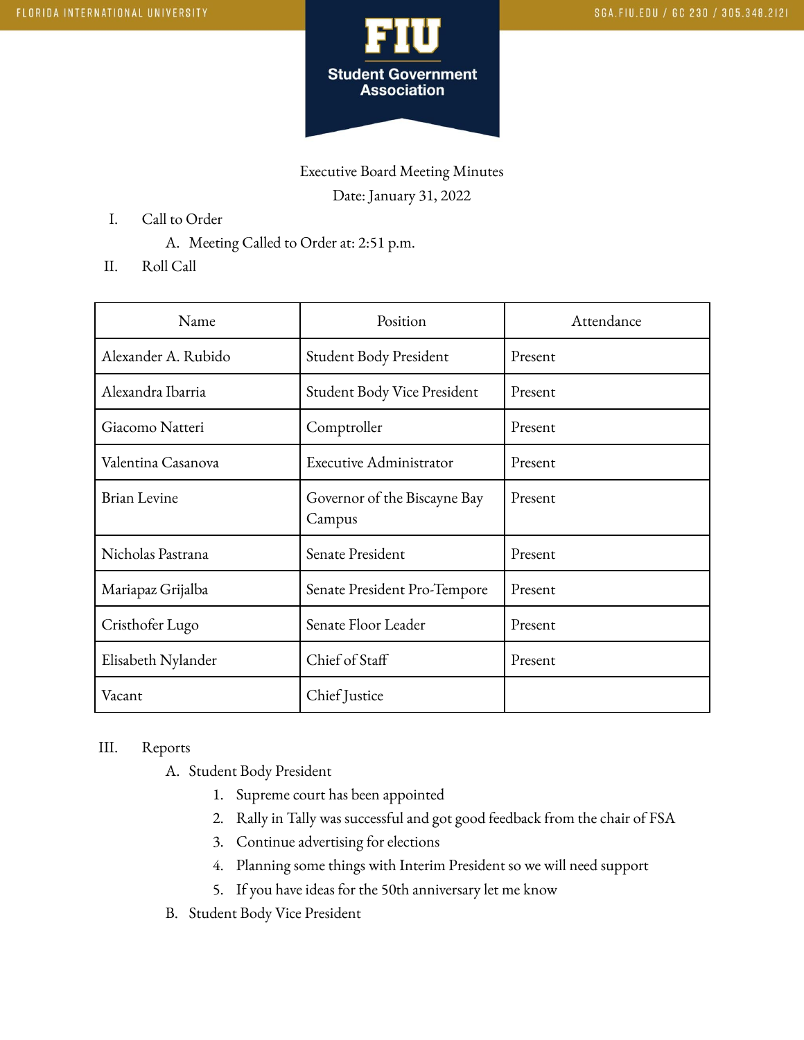# Florida International University — FIU Student Government Association

SGA.FIU.EDU / GC 230 / 305.348.2121

Executive Board Meeting Minutes

Date: January 31, 2022

I. Call to Order
   A. Meeting Called to Order at: 2:51 p.m.

II. Roll Call

| Name | Position | Attendance |
| --- | --- | --- |
| Alexander A. Rubido | Student Body President | Present |
| Alexandra Ibarria | Student Body Vice President | Present |
| Giacomo Natteri | Comptroller | Present |
| Valentina Casanova | Executive Administrator | Present |
| Brian Levine | Governor of the Biscayne Bay Campus | Present |
| Nicholas Pastrana | Senate President | Present |
| Mariapaz Grijalba | Senate President Pro-Tempore | Present |
| Cristhofer Lugo | Senate Floor Leader | Present |
| Elisabeth Nylander | Chief of Staff | Present |
| Vacant | Chief Justice | |

III. Reports
   A. Student Body President
      1. Supreme court has been appointed
      2. Rally in Tally was successful and got good feedback from the chair of FSA
      3. Continue advertising for elections
      4. Planning some things with Interim President so we will need support
      5. If you have ideas for the 50th anniversary let me know
   B. Student Body Vice President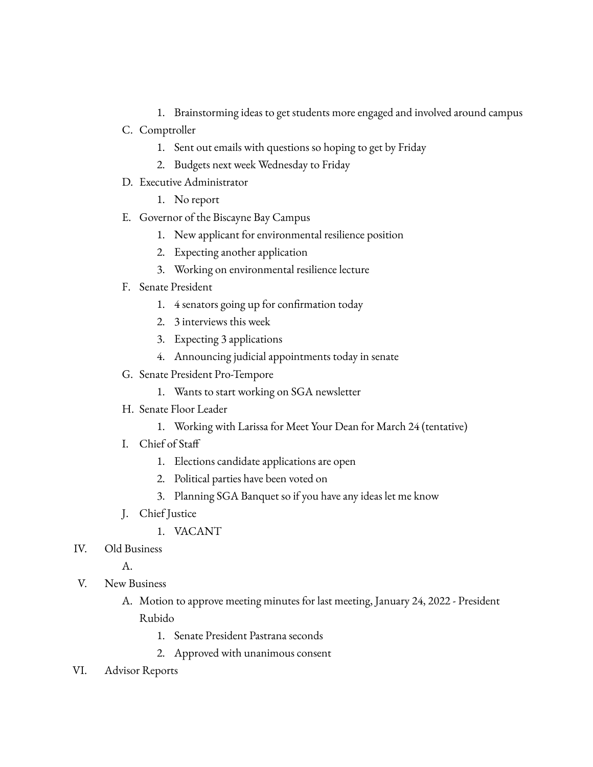1. Brainstorming ideas to get students more engaged and involved around campus

C. Comptroller
   1. Sent out emails with questions so hoping to get by Friday
   2. Budgets next week Wednesday to Friday

D. Executive Administrator
   1. No report

E. Governor of the Biscayne Bay Campus
   1. New applicant for environmental resilience position
   2. Expecting another application
   3. Working on environmental resilience lecture

F. Senate President
   1. 4 senators going up for confirmation today
   2. 3 interviews this week
   3. Expecting 3 applications
   4. Announcing judicial appointments today in senate

G. Senate President Pro-Tempore
   1. Wants to start working on SGA newsletter

H. Senate Floor Leader
   1. Working with Larissa for Meet Your Dean for March 24 (tentative)

I. Chief of Staff
   1. Elections candidate applications are open
   2. Political parties have been voted on
   3. Planning SGA Banquet so if you have any ideas let me know

J. Chief Justice
   1. VACANT

IV. Old Business

A.

V. New Business

A. Motion to approve meeting minutes for last meeting, January 24, 2022 - President Rubido
   1. Senate President Pastrana seconds
   2. Approved with unanimous consent

VI. Advisor Reports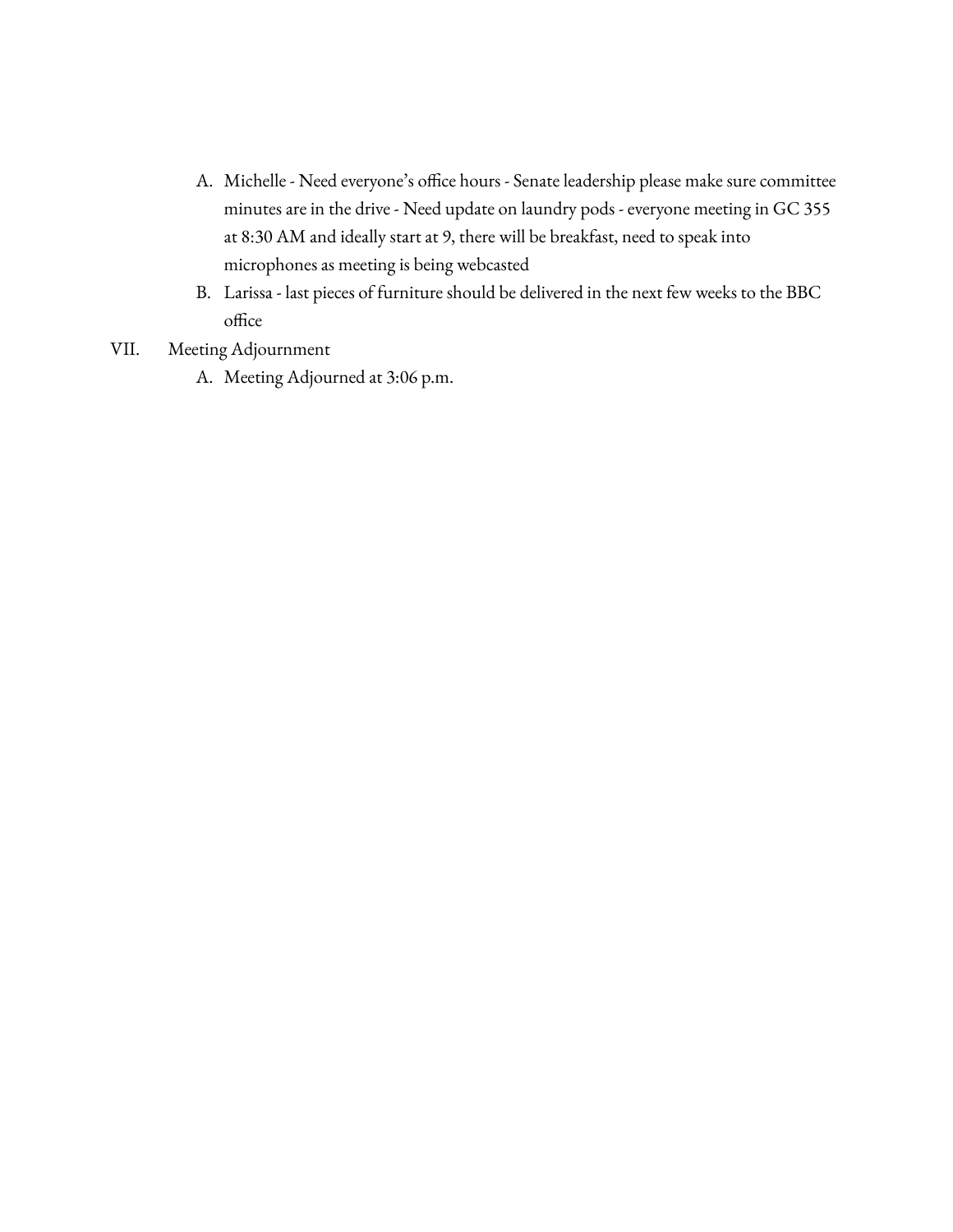A. Michelle - Need everyone's office hours - Senate leadership please make sure committee minutes are in the drive - Need update on laundry pods - everyone meeting in GC 355 at 8:30 AM and ideally start at 9, there will be breakfast, need to speak into microphones as meeting is being webcasted

B. Larissa - last pieces of furniture should be delivered in the next few weeks to the BBC office

VII. Meeting Adjournment

A. Meeting Adjourned at 3:06 p.m.